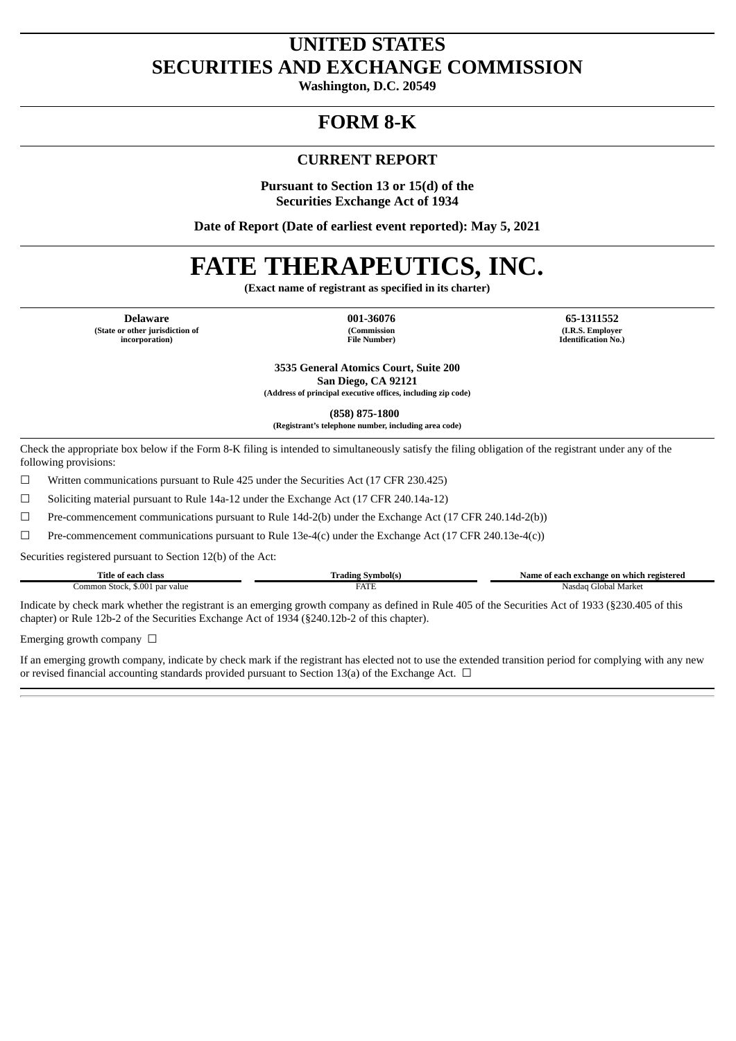# UNITED STATES
# SECURITIES AND EXCHANGE COMMISSION

**Washington, D.C. 20549**

# FORM 8-K

## CURRENT REPORT

**Pursuant to Section 13 or 15(d) of the**
**Securities Exchange Act of 1934**

**Date of Report (Date of earliest event reported): May 5, 2021**

# FATE THERAPEUTICS, INC.

**(Exact name of registrant as specified in its charter)**

| Delaware | 001-36076 | 65-1311552 |
|---|---|---|
| (State or other jurisdiction of incorporation) | (Commission File Number) | (I.R.S. Employer Identification No.) |

**3535 General Atomics Court, Suite 200**
**San Diego, CA 92121**
**(Address of principal executive offices, including zip code)**

**(858) 875-1800**
**(Registrant's telephone number, including area code)**

Check the appropriate box below if the Form 8-K filing is intended to simultaneously satisfy the filing obligation of the registrant under any of the following provisions:

☐ Written communications pursuant to Rule 425 under the Securities Act (17 CFR 230.425)

☐ Soliciting material pursuant to Rule 14a-12 under the Exchange Act (17 CFR 240.14a-12)

☐ Pre-commencement communications pursuant to Rule 14d-2(b) under the Exchange Act (17 CFR 240.14d-2(b))

☐ Pre-commencement communications pursuant to Rule 13e-4(c) under the Exchange Act (17 CFR 240.13e-4(c))

Securities registered pursuant to Section 12(b) of the Act:

| Title of each class | Trading Symbol(s) | Name of each exchange on which registered |
|---|---|---|
| Common Stock, $.001 par value | FATE | Nasdaq Global Market |

Indicate by check mark whether the registrant is an emerging growth company as defined in Rule 405 of the Securities Act of 1933 (§230.405 of this chapter) or Rule 12b-2 of the Securities Exchange Act of 1934 (§240.12b-2 of this chapter).

Emerging growth company ☐

If an emerging growth company, indicate by check mark if the registrant has elected not to use the extended transition period for complying with any new or revised financial accounting standards provided pursuant to Section 13(a) of the Exchange Act. ☐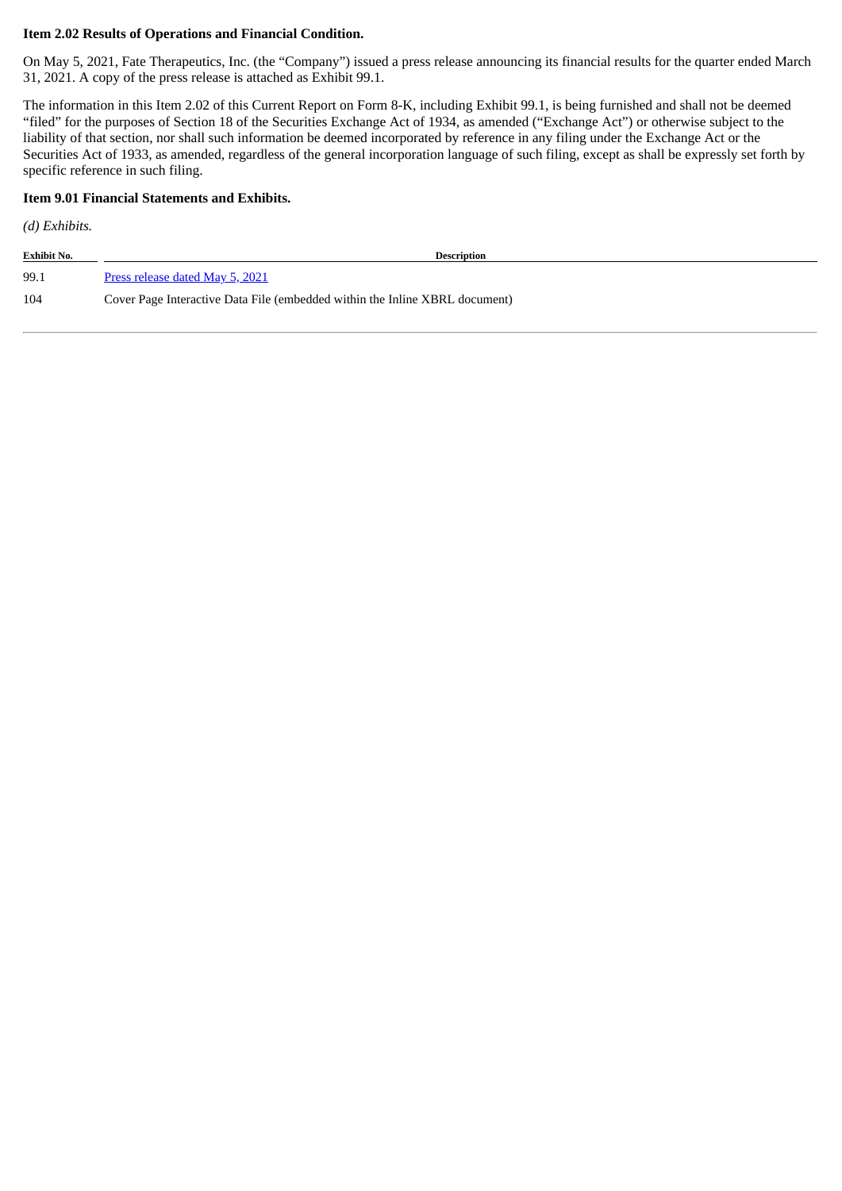**Item 2.02 Results of Operations and Financial Condition.**

On May 5, 2021, Fate Therapeutics, Inc. (the "Company") issued a press release announcing its financial results for the quarter ended March 31, 2021. A copy of the press release is attached as Exhibit 99.1.

The information in this Item 2.02 of this Current Report on Form 8-K, including Exhibit 99.1, is being furnished and shall not be deemed "filed" for the purposes of Section 18 of the Securities Exchange Act of 1934, as amended ("Exchange Act") or otherwise subject to the liability of that section, nor shall such information be deemed incorporated by reference in any filing under the Exchange Act or the Securities Act of 1933, as amended, regardless of the general incorporation language of such filing, except as shall be expressly set forth by specific reference in such filing.

**Item 9.01 Financial Statements and Exhibits.**

*(d) Exhibits.*

| Exhibit No. | Description |
|---|---|
| 99.1 | Press release dated May 5, 2021 |
| 104 | Cover Page Interactive Data File (embedded within the Inline XBRL document) |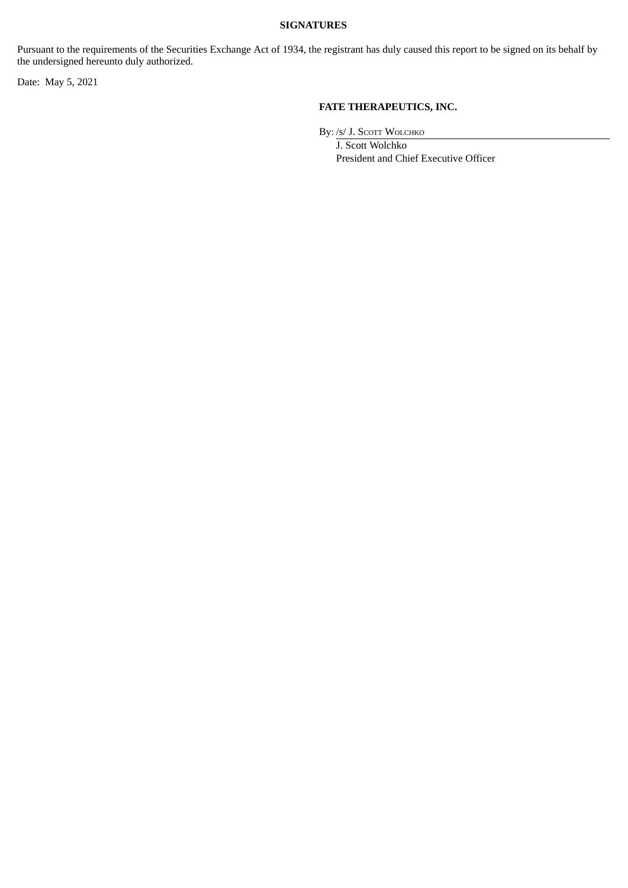**SIGNATURES**

Pursuant to the requirements of the Securities Exchange Act of 1934, the registrant has duly caused this report to be signed on its behalf by the undersigned hereunto duly authorized.

Date: May 5, 2021

**FATE THERAPEUTICS, INC.**

By: /s/ J. SCOTT WOLCHKO

J. Scott Wolchko
President and Chief Executive Officer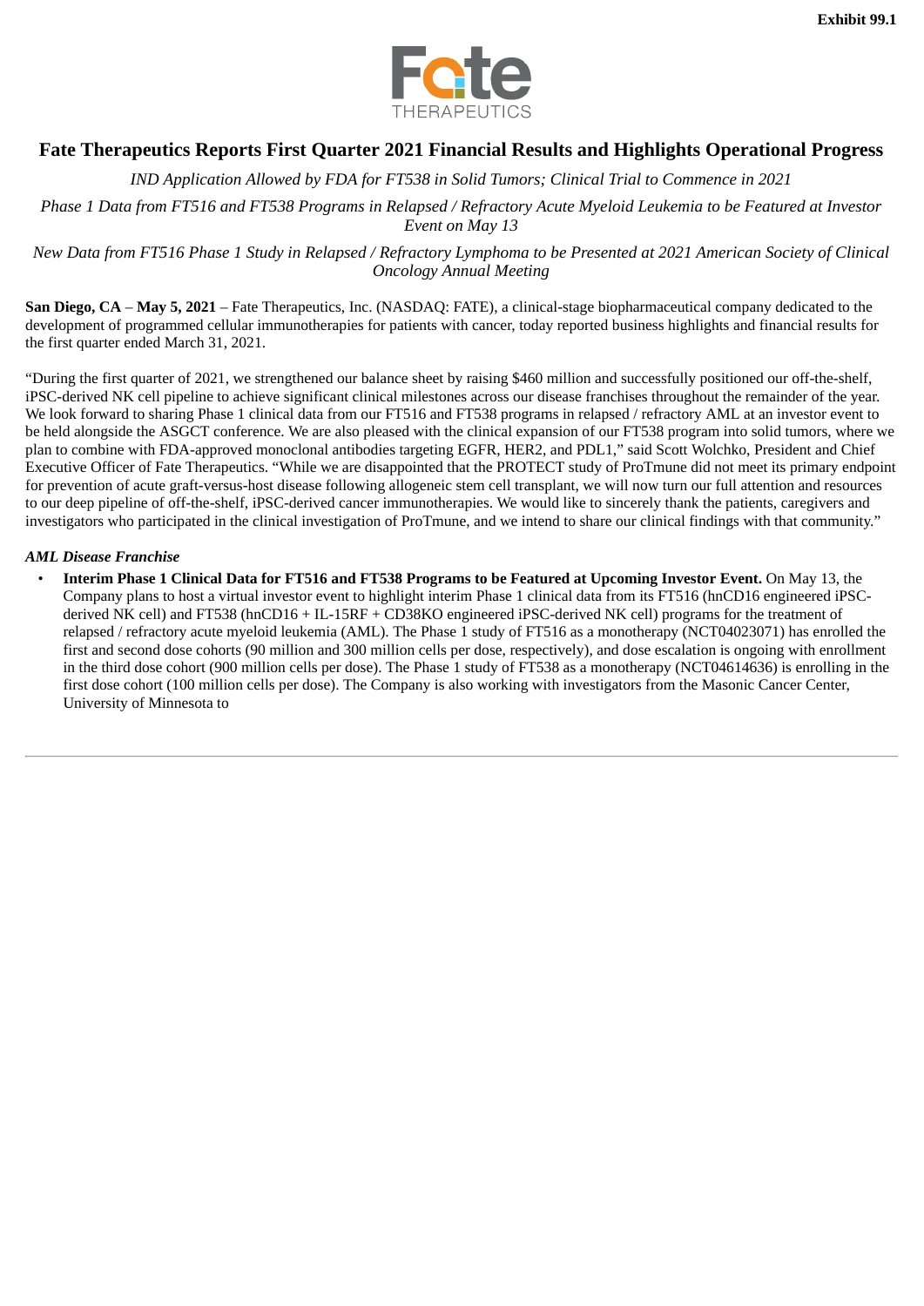Exhibit 99.1

# Fate Therapeutics Reports First Quarter 2021 Financial Results and Highlights Operational Progress

*IND Application Allowed by FDA for FT538 in Solid Tumors; Clinical Trial to Commence in 2021*

*Phase 1 Data from FT516 and FT538 Programs in Relapsed / Refractory Acute Myeloid Leukemia to be Featured at Investor Event on May 13*

*New Data from FT516 Phase 1 Study in Relapsed / Refractory Lymphoma to be Presented at 2021 American Society of Clinical Oncology Annual Meeting*

**San Diego, CA** – **May 5, 2021** – Fate Therapeutics, Inc. (NASDAQ: FATE), a clinical-stage biopharmaceutical company dedicated to the development of programmed cellular immunotherapies for patients with cancer, today reported business highlights and financial results for the first quarter ended March 31, 2021.

"During the first quarter of 2021, we strengthened our balance sheet by raising $460 million and successfully positioned our off-the-shelf, iPSC-derived NK cell pipeline to achieve significant clinical milestones across our disease franchises throughout the remainder of the year. We look forward to sharing Phase 1 clinical data from our FT516 and FT538 programs in relapsed / refractory AML at an investor event to be held alongside the ASGCT conference. We are also pleased with the clinical expansion of our FT538 program into solid tumors, where we plan to combine with FDA-approved monoclonal antibodies targeting EGFR, HER2, and PDL1," said Scott Wolchko, President and Chief Executive Officer of Fate Therapeutics. "While we are disappointed that the PROTECT study of ProTmune did not meet its primary endpoint for prevention of acute graft-versus-host disease following allogeneic stem cell transplant, we will now turn our full attention and resources to our deep pipeline of off-the-shelf, iPSC-derived cancer immunotherapies. We would like to sincerely thank the patients, caregivers and investigators who participated in the clinical investigation of ProTmune, and we intend to share our clinical findings with that community."

***AML Disease Franchise***

- **Interim Phase 1 Clinical Data for FT516 and FT538 Programs to be Featured at Upcoming Investor Event.** On May 13, the Company plans to host a virtual investor event to highlight interim Phase 1 clinical data from its FT516 (hnCD16 engineered iPSC-derived NK cell) and FT538 (hnCD16 + IL-15RF + CD38KO engineered iPSC-derived NK cell) programs for the treatment of relapsed / refractory acute myeloid leukemia (AML). The Phase 1 study of FT516 as a monotherapy (NCT04023071) has enrolled the first and second dose cohorts (90 million and 300 million cells per dose, respectively), and dose escalation is ongoing with enrollment in the third dose cohort (900 million cells per dose). The Phase 1 study of FT538 as a monotherapy (NCT04614636) is enrolling in the first dose cohort (100 million cells per dose). The Company is also working with investigators from the Masonic Cancer Center, University of Minnesota to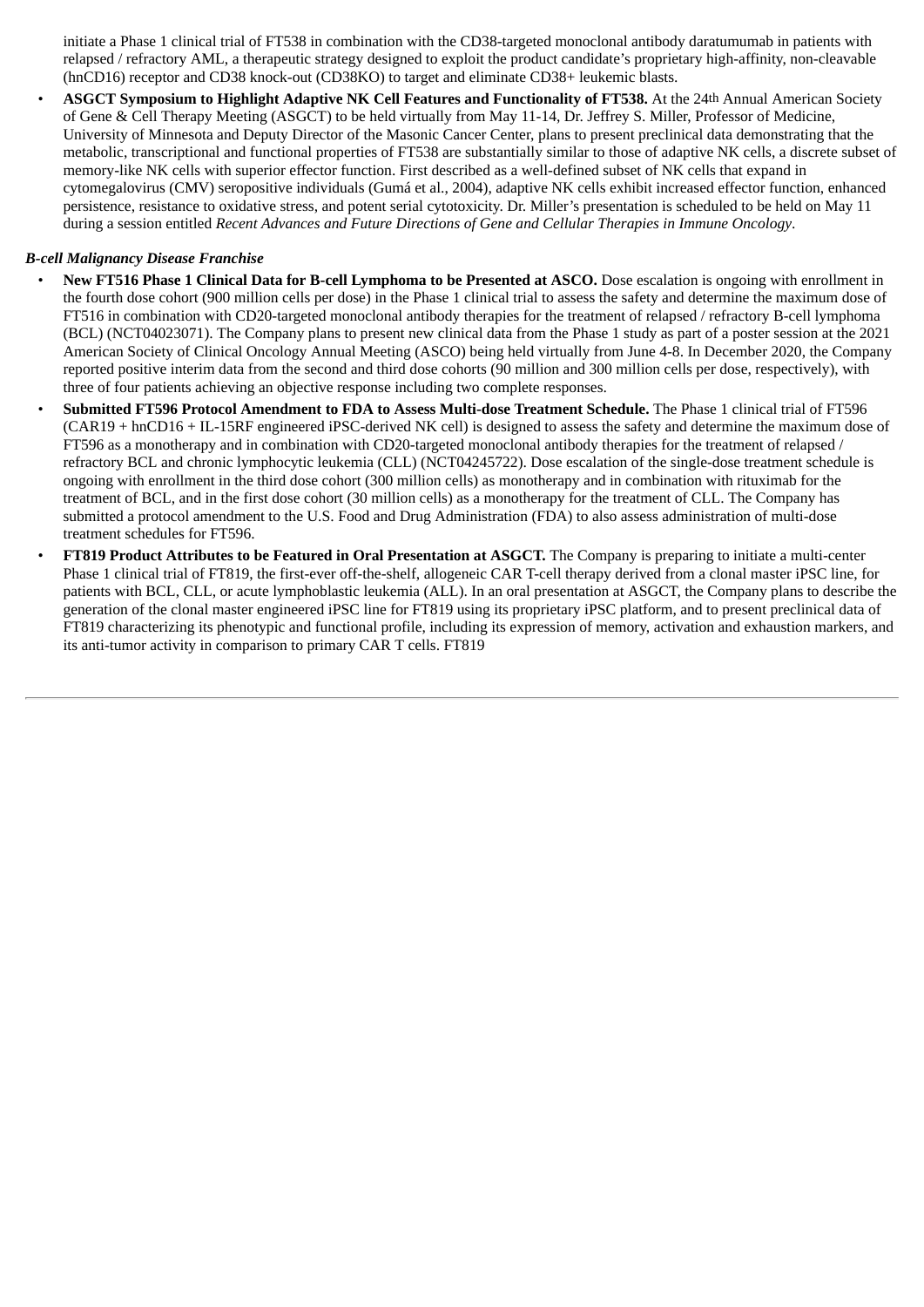initiate a Phase 1 clinical trial of FT538 in combination with the CD38-targeted monoclonal antibody daratumumab in patients with relapsed / refractory AML, a therapeutic strategy designed to exploit the product candidate's proprietary high-affinity, non-cleavable (hnCD16) receptor and CD38 knock-out (CD38KO) to target and eliminate CD38+ leukemic blasts.

- **ASGCT Symposium to Highlight Adaptive NK Cell Features and Functionality of FT538.** At the 24th Annual American Society of Gene & Cell Therapy Meeting (ASGCT) to be held virtually from May 11-14, Dr. Jeffrey S. Miller, Professor of Medicine, University of Minnesota and Deputy Director of the Masonic Cancer Center, plans to present preclinical data demonstrating that the metabolic, transcriptional and functional properties of FT538 are substantially similar to those of adaptive NK cells, a discrete subset of memory-like NK cells with superior effector function. First described as a well-defined subset of NK cells that expand in cytomegalovirus (CMV) seropositive individuals (Gumá et al., 2004), adaptive NK cells exhibit increased effector function, enhanced persistence, resistance to oxidative stress, and potent serial cytotoxicity. Dr. Miller's presentation is scheduled to be held on May 11 during a session entitled *Recent Advances and Future Directions of Gene and Cellular Therapies in Immune Oncology*.

***B-cell Malignancy Disease Franchise***

- **New FT516 Phase 1 Clinical Data for B-cell Lymphoma to be Presented at ASCO.** Dose escalation is ongoing with enrollment in the fourth dose cohort (900 million cells per dose) in the Phase 1 clinical trial to assess the safety and determine the maximum dose of FT516 in combination with CD20-targeted monoclonal antibody therapies for the treatment of relapsed / refractory B-cell lymphoma (BCL) (NCT04023071). The Company plans to present new clinical data from the Phase 1 study as part of a poster session at the 2021 American Society of Clinical Oncology Annual Meeting (ASCO) being held virtually from June 4-8. In December 2020, the Company reported positive interim data from the second and third dose cohorts (90 million and 300 million cells per dose, respectively), with three of four patients achieving an objective response including two complete responses.
- **Submitted FT596 Protocol Amendment to FDA to Assess Multi-dose Treatment Schedule.** The Phase 1 clinical trial of FT596 (CAR19 + hnCD16 + IL-15RF engineered iPSC-derived NK cell) is designed to assess the safety and determine the maximum dose of FT596 as a monotherapy and in combination with CD20-targeted monoclonal antibody therapies for the treatment of relapsed / refractory BCL and chronic lymphocytic leukemia (CLL) (NCT04245722). Dose escalation of the single-dose treatment schedule is ongoing with enrollment in the third dose cohort (300 million cells) as monotherapy and in combination with rituximab for the treatment of BCL, and in the first dose cohort (30 million cells) as a monotherapy for the treatment of CLL. The Company has submitted a protocol amendment to the U.S. Food and Drug Administration (FDA) to also assess administration of multi-dose treatment schedules for FT596.
- **FT819 Product Attributes to be Featured in Oral Presentation at ASGCT.** The Company is preparing to initiate a multi-center Phase 1 clinical trial of FT819, the first-ever off-the-shelf, allogeneic CAR T-cell therapy derived from a clonal master iPSC line, for patients with BCL, CLL, or acute lymphoblastic leukemia (ALL). In an oral presentation at ASGCT, the Company plans to describe the generation of the clonal master engineered iPSC line for FT819 using its proprietary iPSC platform, and to present preclinical data of FT819 characterizing its phenotypic and functional profile, including its expression of memory, activation and exhaustion markers, and its anti-tumor activity in comparison to primary CAR T cells. FT819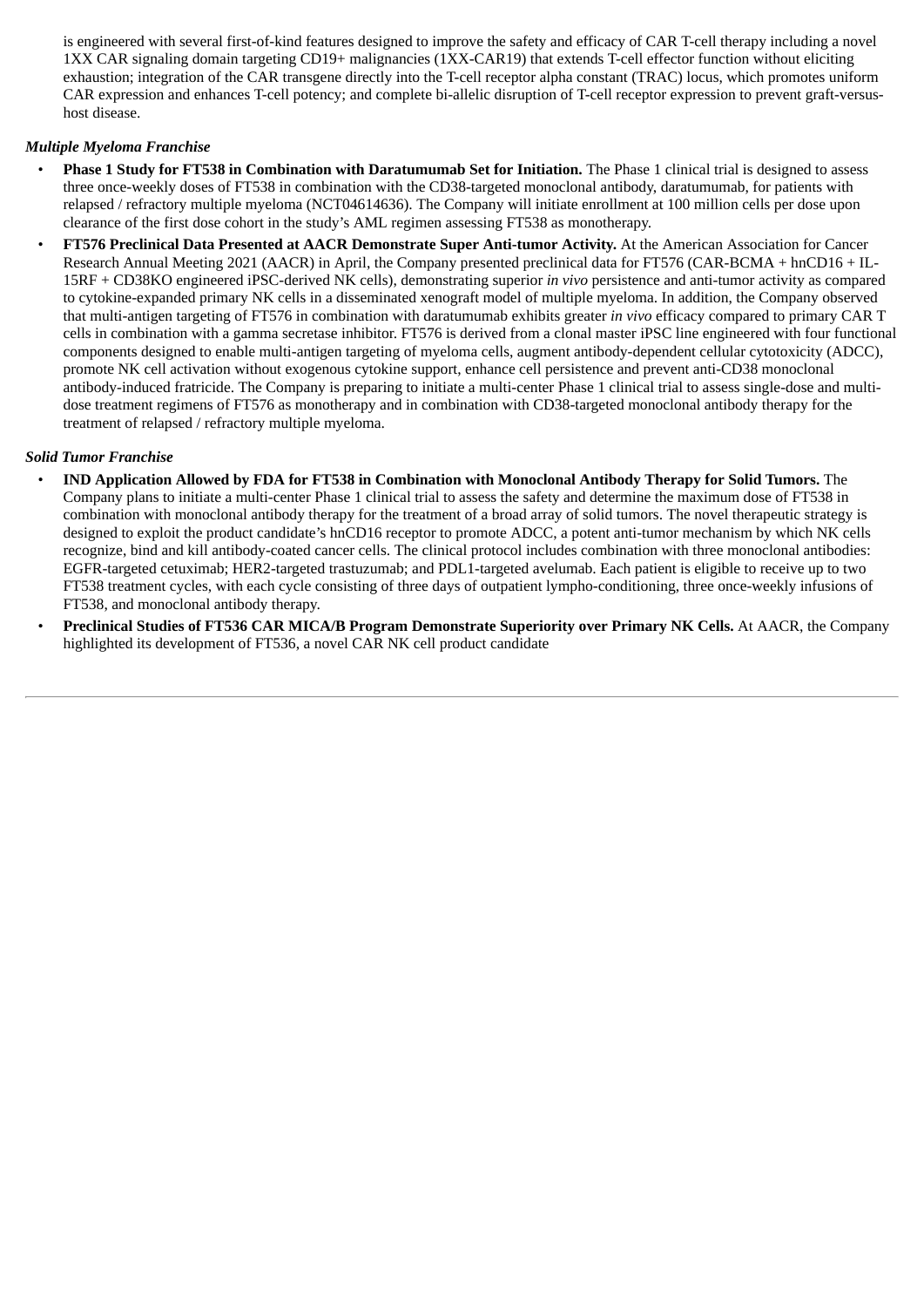is engineered with several first-of-kind features designed to improve the safety and efficacy of CAR T-cell therapy including a novel 1XX CAR signaling domain targeting CD19+ malignancies (1XX-CAR19) that extends T-cell effector function without eliciting exhaustion; integration of the CAR transgene directly into the T-cell receptor alpha constant (TRAC) locus, which promotes uniform CAR expression and enhances T-cell potency; and complete bi-allelic disruption of T-cell receptor expression to prevent graft-versus-host disease.

***Multiple Myeloma Franchise***

- **Phase 1 Study for FT538 in Combination with Daratumumab Set for Initiation.** The Phase 1 clinical trial is designed to assess three once-weekly doses of FT538 in combination with the CD38-targeted monoclonal antibody, daratumumab, for patients with relapsed / refractory multiple myeloma (NCT04614636). The Company will initiate enrollment at 100 million cells per dose upon clearance of the first dose cohort in the study's AML regimen assessing FT538 as monotherapy.
- **FT576 Preclinical Data Presented at AACR Demonstrate Super Anti-tumor Activity.** At the American Association for Cancer Research Annual Meeting 2021 (AACR) in April, the Company presented preclinical data for FT576 (CAR-BCMA + hnCD16 + IL-15RF + CD38KO engineered iPSC-derived NK cells), demonstrating superior *in vivo* persistence and anti-tumor activity as compared to cytokine-expanded primary NK cells in a disseminated xenograft model of multiple myeloma. In addition, the Company observed that multi-antigen targeting of FT576 in combination with daratumumab exhibits greater *in vivo* efficacy compared to primary CAR T cells in combination with a gamma secretase inhibitor. FT576 is derived from a clonal master iPSC line engineered with four functional components designed to enable multi-antigen targeting of myeloma cells, augment antibody-dependent cellular cytotoxicity (ADCC), promote NK cell activation without exogenous cytokine support, enhance cell persistence and prevent anti-CD38 monoclonal antibody-induced fratricide. The Company is preparing to initiate a multi-center Phase 1 clinical trial to assess single-dose and multi-dose treatment regimens of FT576 as monotherapy and in combination with CD38-targeted monoclonal antibody therapy for the treatment of relapsed / refractory multiple myeloma.

***Solid Tumor Franchise***

- **IND Application Allowed by FDA for FT538 in Combination with Monoclonal Antibody Therapy for Solid Tumors.** The Company plans to initiate a multi-center Phase 1 clinical trial to assess the safety and determine the maximum dose of FT538 in combination with monoclonal antibody therapy for the treatment of a broad array of solid tumors. The novel therapeutic strategy is designed to exploit the product candidate's hnCD16 receptor to promote ADCC, a potent anti-tumor mechanism by which NK cells recognize, bind and kill antibody-coated cancer cells. The clinical protocol includes combination with three monoclonal antibodies: EGFR-targeted cetuximab; HER2-targeted trastuzumab; and PDL1-targeted avelumab. Each patient is eligible to receive up to two FT538 treatment cycles, with each cycle consisting of three days of outpatient lympho-conditioning, three once-weekly infusions of FT538, and monoclonal antibody therapy.
- **Preclinical Studies of FT536 CAR MICA/B Program Demonstrate Superiority over Primary NK Cells.** At AACR, the Company highlighted its development of FT536, a novel CAR NK cell product candidate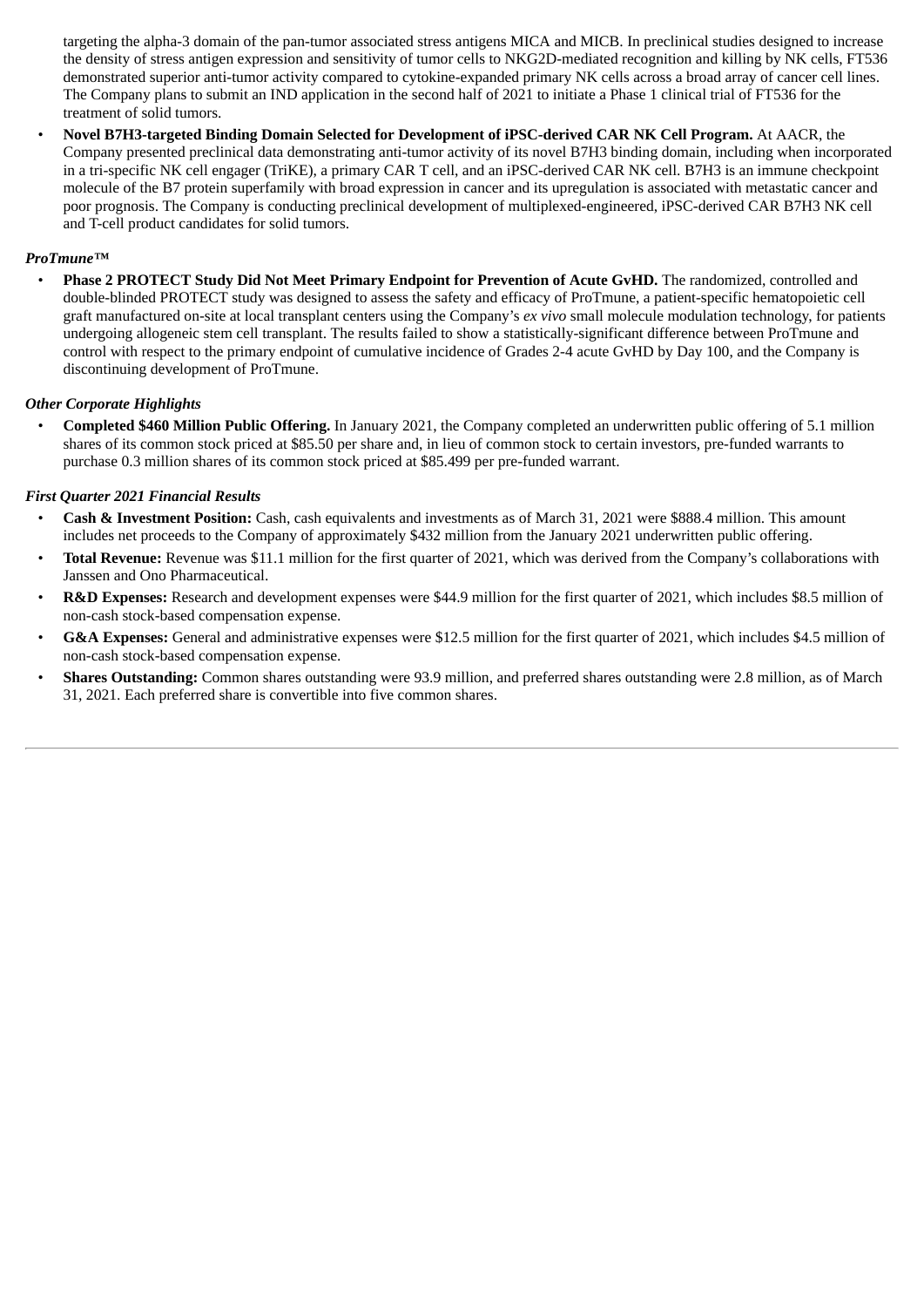targeting the alpha-3 domain of the pan-tumor associated stress antigens MICA and MICB. In preclinical studies designed to increase the density of stress antigen expression and sensitivity of tumor cells to NKG2D-mediated recognition and killing by NK cells, FT536 demonstrated superior anti-tumor activity compared to cytokine-expanded primary NK cells across a broad array of cancer cell lines. The Company plans to submit an IND application in the second half of 2021 to initiate a Phase 1 clinical trial of FT536 for the treatment of solid tumors.

- **Novel B7H3-targeted Binding Domain Selected for Development of iPSC-derived CAR NK Cell Program.** At AACR, the Company presented preclinical data demonstrating anti-tumor activity of its novel B7H3 binding domain, including when incorporated in a tri-specific NK cell engager (TriKE), a primary CAR T cell, and an iPSC-derived CAR NK cell. B7H3 is an immune checkpoint molecule of the B7 protein superfamily with broad expression in cancer and its upregulation is associated with metastatic cancer and poor prognosis. The Company is conducting preclinical development of multiplexed-engineered, iPSC-derived CAR B7H3 NK cell and T-cell product candidates for solid tumors.

***ProTmune™***

- **Phase 2 PROTECT Study Did Not Meet Primary Endpoint for Prevention of Acute GvHD.** The randomized, controlled and double-blinded PROTECT study was designed to assess the safety and efficacy of ProTmune, a patient-specific hematopoietic cell graft manufactured on-site at local transplant centers using the Company's *ex vivo* small molecule modulation technology, for patients undergoing allogeneic stem cell transplant. The results failed to show a statistically-significant difference between ProTmune and control with respect to the primary endpoint of cumulative incidence of Grades 2-4 acute GvHD by Day 100, and the Company is discontinuing development of ProTmune.

***Other Corporate Highlights***

- **Completed $460 Million Public Offering.** In January 2021, the Company completed an underwritten public offering of 5.1 million shares of its common stock priced at $85.50 per share and, in lieu of common stock to certain investors, pre-funded warrants to purchase 0.3 million shares of its common stock priced at $85.499 per pre-funded warrant.

***First Quarter 2021 Financial Results***

- **Cash & Investment Position:** Cash, cash equivalents and investments as of March 31, 2021 were $888.4 million. This amount includes net proceeds to the Company of approximately $432 million from the January 2021 underwritten public offering.
- **Total Revenue:** Revenue was $11.1 million for the first quarter of 2021, which was derived from the Company's collaborations with Janssen and Ono Pharmaceutical.
- **R&D Expenses:** Research and development expenses were $44.9 million for the first quarter of 2021, which includes $8.5 million of non-cash stock-based compensation expense.
- **G&A Expenses:** General and administrative expenses were $12.5 million for the first quarter of 2021, which includes $4.5 million of non-cash stock-based compensation expense.
- **Shares Outstanding:** Common shares outstanding were 93.9 million, and preferred shares outstanding were 2.8 million, as of March 31, 2021. Each preferred share is convertible into five common shares.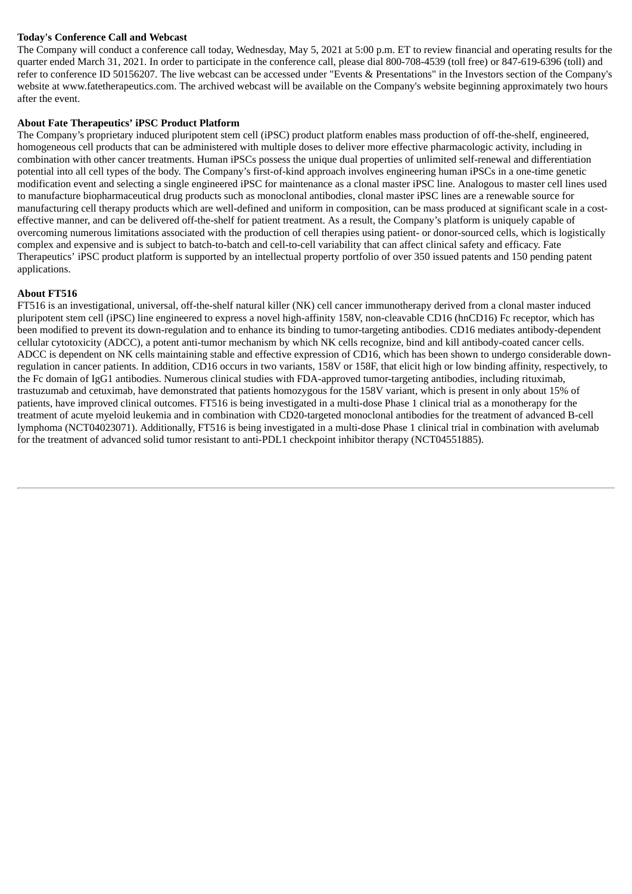**Today's Conference Call and Webcast**

The Company will conduct a conference call today, Wednesday, May 5, 2021 at 5:00 p.m. ET to review financial and operating results for the quarter ended March 31, 2021. In order to participate in the conference call, please dial 800-708-4539 (toll free) or 847-619-6396 (toll) and refer to conference ID 50156207. The live webcast can be accessed under "Events & Presentations" in the Investors section of the Company's website at www.fatetherapeutics.com. The archived webcast will be available on the Company's website beginning approximately two hours after the event.

**About Fate Therapeutics' iPSC Product Platform**

The Company's proprietary induced pluripotent stem cell (iPSC) product platform enables mass production of off-the-shelf, engineered, homogeneous cell products that can be administered with multiple doses to deliver more effective pharmacologic activity, including in combination with other cancer treatments. Human iPSCs possess the unique dual properties of unlimited self-renewal and differentiation potential into all cell types of the body. The Company's first-of-kind approach involves engineering human iPSCs in a one-time genetic modification event and selecting a single engineered iPSC for maintenance as a clonal master iPSC line. Analogous to master cell lines used to manufacture biopharmaceutical drug products such as monoclonal antibodies, clonal master iPSC lines are a renewable source for manufacturing cell therapy products which are well-defined and uniform in composition, can be mass produced at significant scale in a cost-effective manner, and can be delivered off-the-shelf for patient treatment. As a result, the Company's platform is uniquely capable of overcoming numerous limitations associated with the production of cell therapies using patient- or donor-sourced cells, which is logistically complex and expensive and is subject to batch-to-batch and cell-to-cell variability that can affect clinical safety and efficacy. Fate Therapeutics' iPSC product platform is supported by an intellectual property portfolio of over 350 issued patents and 150 pending patent applications.

**About FT516**

FT516 is an investigational, universal, off-the-shelf natural killer (NK) cell cancer immunotherapy derived from a clonal master induced pluripotent stem cell (iPSC) line engineered to express a novel high-affinity 158V, non-cleavable CD16 (hnCD16) Fc receptor, which has been modified to prevent its down-regulation and to enhance its binding to tumor-targeting antibodies. CD16 mediates antibody-dependent cellular cytotoxicity (ADCC), a potent anti-tumor mechanism by which NK cells recognize, bind and kill antibody-coated cancer cells. ADCC is dependent on NK cells maintaining stable and effective expression of CD16, which has been shown to undergo considerable down-regulation in cancer patients. In addition, CD16 occurs in two variants, 158V or 158F, that elicit high or low binding affinity, respectively, to the Fc domain of IgG1 antibodies. Numerous clinical studies with FDA-approved tumor-targeting antibodies, including rituximab, trastuzumab and cetuximab, have demonstrated that patients homozygous for the 158V variant, which is present in only about 15% of patients, have improved clinical outcomes. FT516 is being investigated in a multi-dose Phase 1 clinical trial as a monotherapy for the treatment of acute myeloid leukemia and in combination with CD20-targeted monoclonal antibodies for the treatment of advanced B-cell lymphoma (NCT04023071). Additionally, FT516 is being investigated in a multi-dose Phase 1 clinical trial in combination with avelumab for the treatment of advanced solid tumor resistant to anti-PDL1 checkpoint inhibitor therapy (NCT04551885).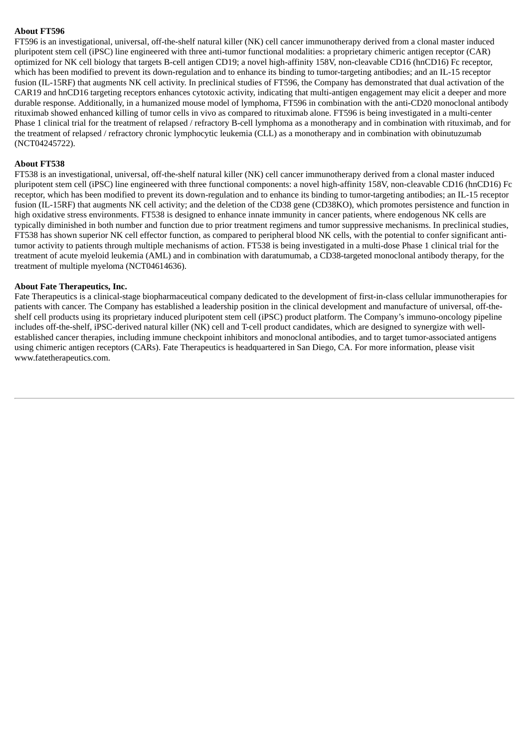**About FT596**

FT596 is an investigational, universal, off-the-shelf natural killer (NK) cell cancer immunotherapy derived from a clonal master induced pluripotent stem cell (iPSC) line engineered with three anti-tumor functional modalities: a proprietary chimeric antigen receptor (CAR) optimized for NK cell biology that targets B-cell antigen CD19; a novel high-affinity 158V, non-cleavable CD16 (hnCD16) Fc receptor, which has been modified to prevent its down-regulation and to enhance its binding to tumor-targeting antibodies; and an IL-15 receptor fusion (IL-15RF) that augments NK cell activity. In preclinical studies of FT596, the Company has demonstrated that dual activation of the CAR19 and hnCD16 targeting receptors enhances cytotoxic activity, indicating that multi-antigen engagement may elicit a deeper and more durable response. Additionally, in a humanized mouse model of lymphoma, FT596 in combination with the anti-CD20 monoclonal antibody rituximab showed enhanced killing of tumor cells in vivo as compared to rituximab alone. FT596 is being investigated in a multi-center Phase 1 clinical trial for the treatment of relapsed / refractory B-cell lymphoma as a monotherapy and in combination with rituximab, and for the treatment of relapsed / refractory chronic lymphocytic leukemia (CLL) as a monotherapy and in combination with obinutuzumab (NCT04245722).

**About FT538**

FT538 is an investigational, universal, off-the-shelf natural killer (NK) cell cancer immunotherapy derived from a clonal master induced pluripotent stem cell (iPSC) line engineered with three functional components: a novel high-affinity 158V, non-cleavable CD16 (hnCD16) Fc receptor, which has been modified to prevent its down-regulation and to enhance its binding to tumor-targeting antibodies; an IL-15 receptor fusion (IL-15RF) that augments NK cell activity; and the deletion of the CD38 gene (CD38KO), which promotes persistence and function in high oxidative stress environments. FT538 is designed to enhance innate immunity in cancer patients, where endogenous NK cells are typically diminished in both number and function due to prior treatment regimens and tumor suppressive mechanisms. In preclinical studies, FT538 has shown superior NK cell effector function, as compared to peripheral blood NK cells, with the potential to confer significant anti-tumor activity to patients through multiple mechanisms of action. FT538 is being investigated in a multi-dose Phase 1 clinical trial for the treatment of acute myeloid leukemia (AML) and in combination with daratumumab, a CD38-targeted monoclonal antibody therapy, for the treatment of multiple myeloma (NCT04614636).

**About Fate Therapeutics, Inc.**

Fate Therapeutics is a clinical-stage biopharmaceutical company dedicated to the development of first-in-class cellular immunotherapies for patients with cancer. The Company has established a leadership position in the clinical development and manufacture of universal, off-the-shelf cell products using its proprietary induced pluripotent stem cell (iPSC) product platform. The Company's immuno-oncology pipeline includes off-the-shelf, iPSC-derived natural killer (NK) cell and T-cell product candidates, which are designed to synergize with well-established cancer therapies, including immune checkpoint inhibitors and monoclonal antibodies, and to target tumor-associated antigens using chimeric antigen receptors (CARs). Fate Therapeutics is headquartered in San Diego, CA. For more information, please visit www.fatetherapeutics.com.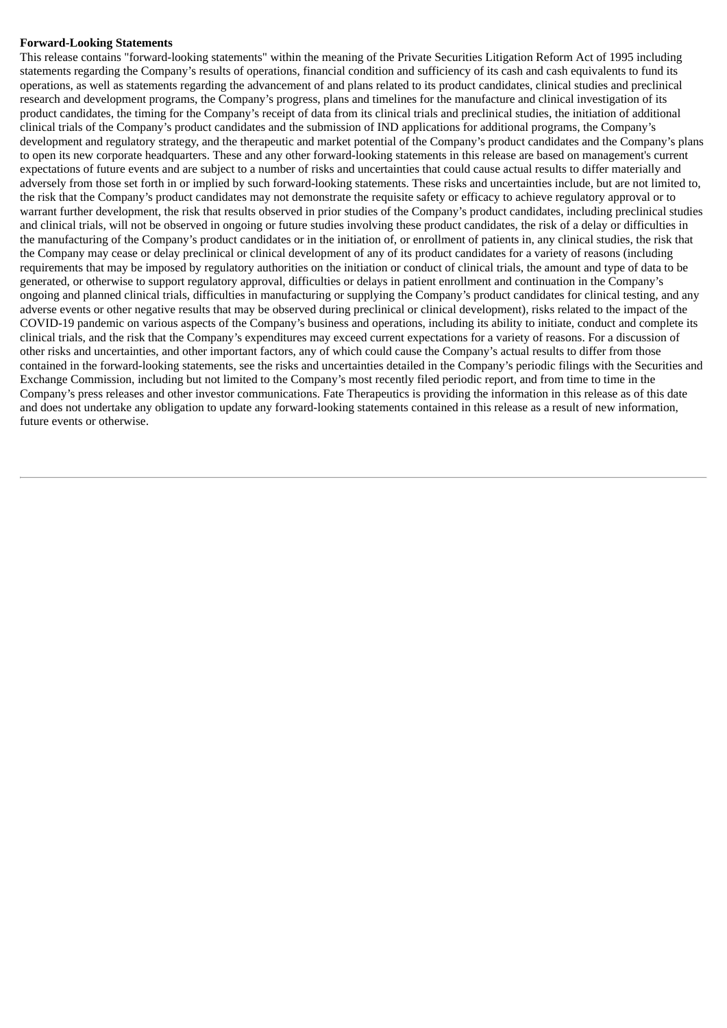**Forward-Looking Statements**

This release contains "forward-looking statements" within the meaning of the Private Securities Litigation Reform Act of 1995 including statements regarding the Company's results of operations, financial condition and sufficiency of its cash and cash equivalents to fund its operations, as well as statements regarding the advancement of and plans related to its product candidates, clinical studies and preclinical research and development programs, the Company's progress, plans and timelines for the manufacture and clinical investigation of its product candidates, the timing for the Company's receipt of data from its clinical trials and preclinical studies, the initiation of additional clinical trials of the Company's product candidates and the submission of IND applications for additional programs, the Company's development and regulatory strategy, and the therapeutic and market potential of the Company's product candidates and the Company's plans to open its new corporate headquarters. These and any other forward-looking statements in this release are based on management's current expectations of future events and are subject to a number of risks and uncertainties that could cause actual results to differ materially and adversely from those set forth in or implied by such forward-looking statements. These risks and uncertainties include, but are not limited to, the risk that the Company's product candidates may not demonstrate the requisite safety or efficacy to achieve regulatory approval or to warrant further development, the risk that results observed in prior studies of the Company's product candidates, including preclinical studies and clinical trials, will not be observed in ongoing or future studies involving these product candidates, the risk of a delay or difficulties in the manufacturing of the Company's product candidates or in the initiation of, or enrollment of patients in, any clinical studies, the risk that the Company may cease or delay preclinical or clinical development of any of its product candidates for a variety of reasons (including requirements that may be imposed by regulatory authorities on the initiation or conduct of clinical trials, the amount and type of data to be generated, or otherwise to support regulatory approval, difficulties or delays in patient enrollment and continuation in the Company's ongoing and planned clinical trials, difficulties in manufacturing or supplying the Company's product candidates for clinical testing, and any adverse events or other negative results that may be observed during preclinical or clinical development), risks related to the impact of the COVID-19 pandemic on various aspects of the Company's business and operations, including its ability to initiate, conduct and complete its clinical trials, and the risk that the Company's expenditures may exceed current expectations for a variety of reasons. For a discussion of other risks and uncertainties, and other important factors, any of which could cause the Company's actual results to differ from those contained in the forward-looking statements, see the risks and uncertainties detailed in the Company's periodic filings with the Securities and Exchange Commission, including but not limited to the Company's most recently filed periodic report, and from time to time in the Company's press releases and other investor communications. Fate Therapeutics is providing the information in this release as of this date and does not undertake any obligation to update any forward-looking statements contained in this release as a result of new information, future events or otherwise.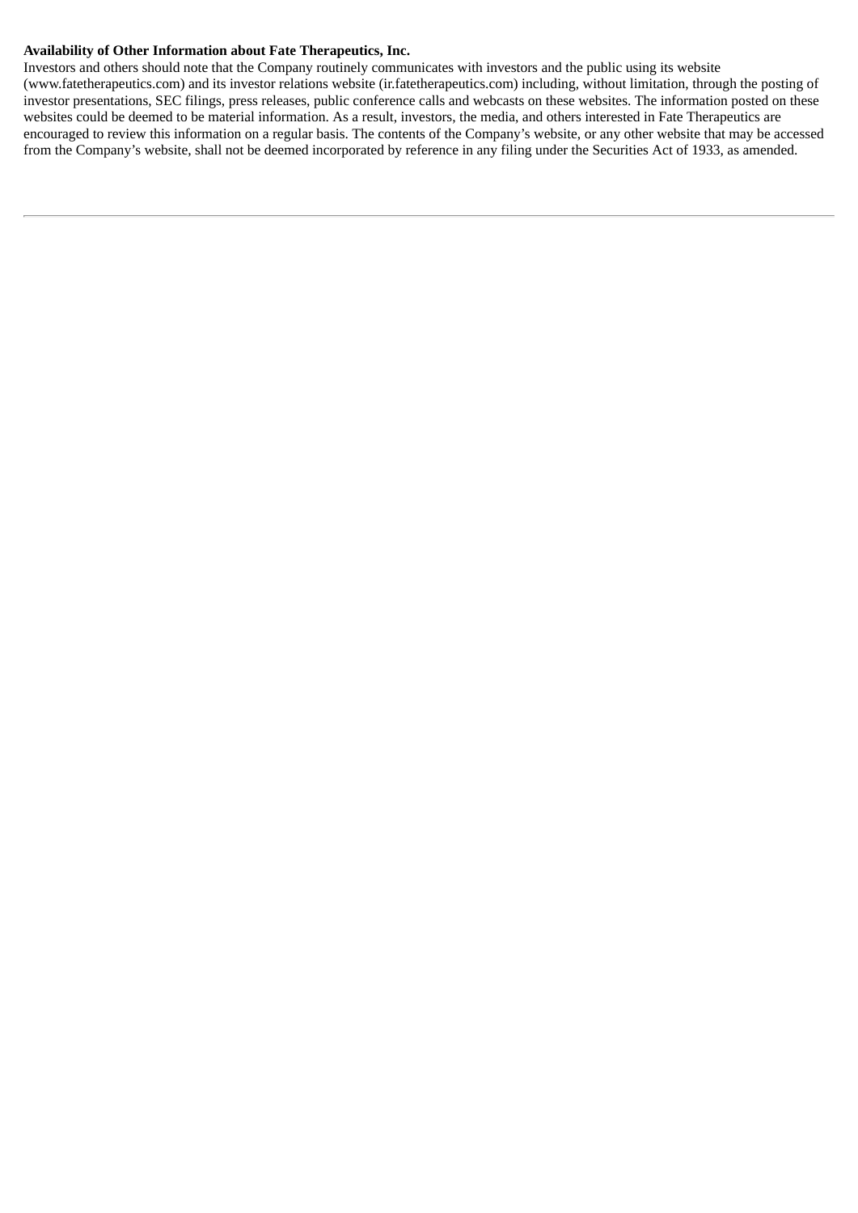**Availability of Other Information about Fate Therapeutics, Inc.**

Investors and others should note that the Company routinely communicates with investors and the public using its website (www.fatetherapeutics.com) and its investor relations website (ir.fatetherapeutics.com) including, without limitation, through the posting of investor presentations, SEC filings, press releases, public conference calls and webcasts on these websites. The information posted on these websites could be deemed to be material information. As a result, investors, the media, and others interested in Fate Therapeutics are encouraged to review this information on a regular basis. The contents of the Company's website, or any other website that may be accessed from the Company's website, shall not be deemed incorporated by reference in any filing under the Securities Act of 1933, as amended.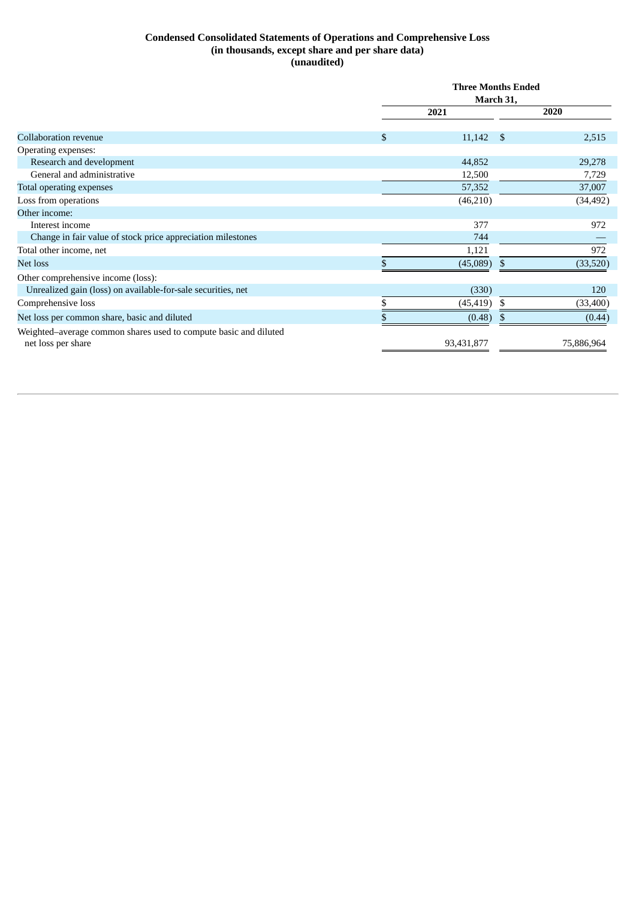**Condensed Consolidated Statements of Operations and Comprehensive Loss**
**(in thousands, except share and per share data)**
**(unaudited)**

| | Three Months Ended March 31, | |
|---|---|---|
| | 2021 | 2020 |
| Collaboration revenue | $ 11,142 | $ 2,515 |
| Operating expenses: | | |
| Research and development | 44,852 | 29,278 |
| General and administrative | 12,500 | 7,729 |
| Total operating expenses | 57,352 | 37,007 |
| Loss from operations | (46,210) | (34,492) |
| Other income: | | |
| Interest income | 377 | 972 |
| Change in fair value of stock price appreciation milestones | 744 | — |
| Total other income, net | 1,121 | 972 |
| Net loss | $ (45,089) | $ (33,520) |
| Other comprehensive income (loss): | | |
| Unrealized gain (loss) on available-for-sale securities, net | (330) | 120 |
| Comprehensive loss | $ (45,419) | $ (33,400) |
| Net loss per common share, basic and diluted | $ (0.48) | $ (0.44) |
| Weighted–average common shares used to compute basic and diluted net loss per share | 93,431,877 | 75,886,964 |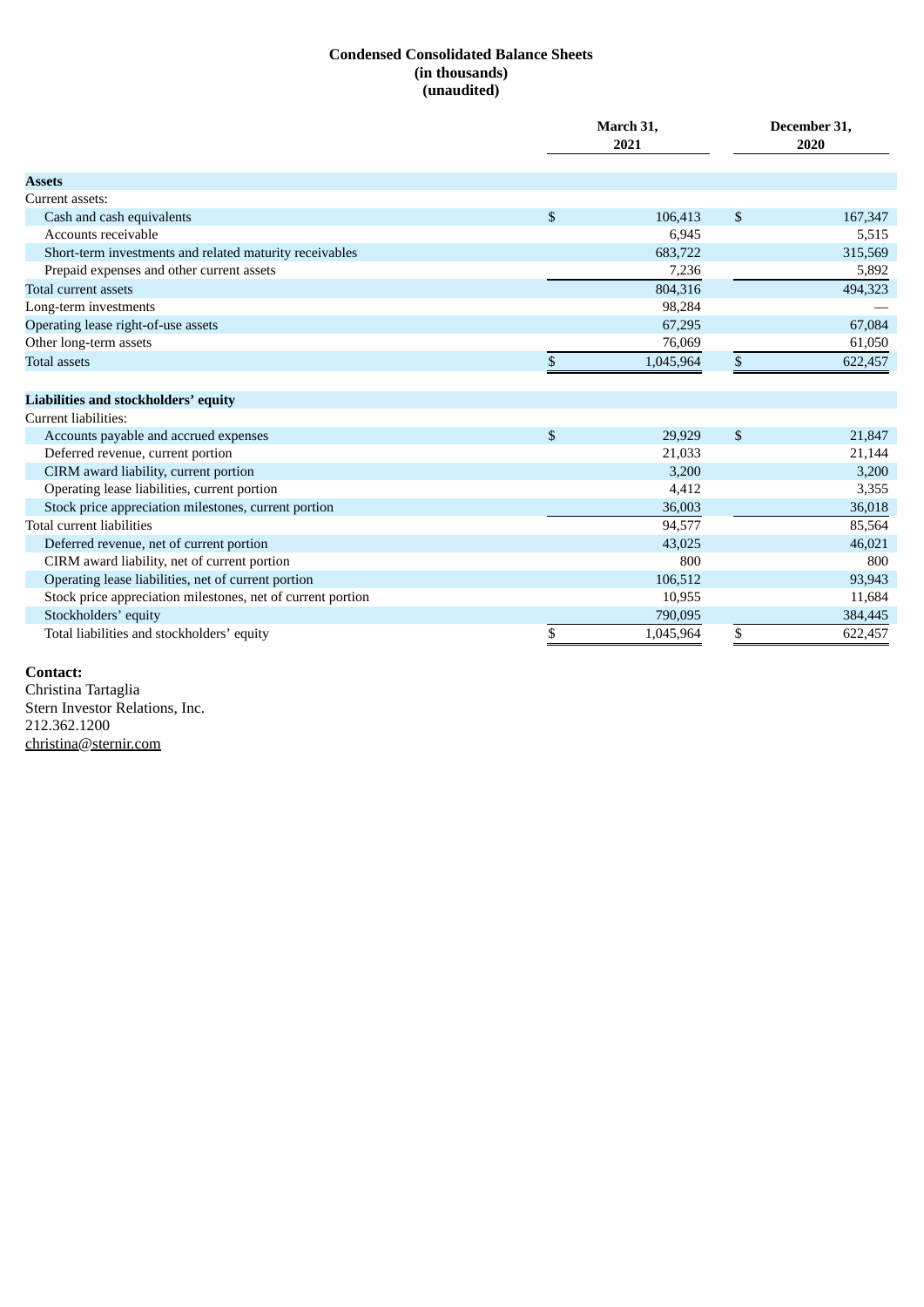**Condensed Consolidated Balance Sheets**
**(in thousands)**
**(unaudited)**

| | March 31, 2021 | December 31, 2020 |
|---|---|---|
| **Assets** | | |
| Current assets: | | |
| Cash and cash equivalents | $ 106,413 | $ 167,347 |
| Accounts receivable | 6,945 | 5,515 |
| Short-term investments and related maturity receivables | 683,722 | 315,569 |
| Prepaid expenses and other current assets | 7,236 | 5,892 |
| Total current assets | 804,316 | 494,323 |
| Long-term investments | 98,284 | — |
| Operating lease right-of-use assets | 67,295 | 67,084 |
| Other long-term assets | 76,069 | 61,050 |
| Total assets | $ 1,045,964 | $ 622,457 |
| **Liabilities and stockholders' equity** | | |
| Current liabilities: | | |
| Accounts payable and accrued expenses | $ 29,929 | $ 21,847 |
| Deferred revenue, current portion | 21,033 | 21,144 |
| CIRM award liability, current portion | 3,200 | 3,200 |
| Operating lease liabilities, current portion | 4,412 | 3,355 |
| Stock price appreciation milestones, current portion | 36,003 | 36,018 |
| Total current liabilities | 94,577 | 85,564 |
| Deferred revenue, net of current portion | 43,025 | 46,021 |
| CIRM award liability, net of current portion | 800 | 800 |
| Operating lease liabilities, net of current portion | 106,512 | 93,943 |
| Stock price appreciation milestones, net of current portion | 10,955 | 11,684 |
| Stockholders' equity | 790,095 | 384,445 |
| Total liabilities and stockholders' equity | $ 1,045,964 | $ 622,457 |

**Contact:**
Christina Tartaglia
Stern Investor Relations, Inc.
212.362.1200
christina@sternir.com